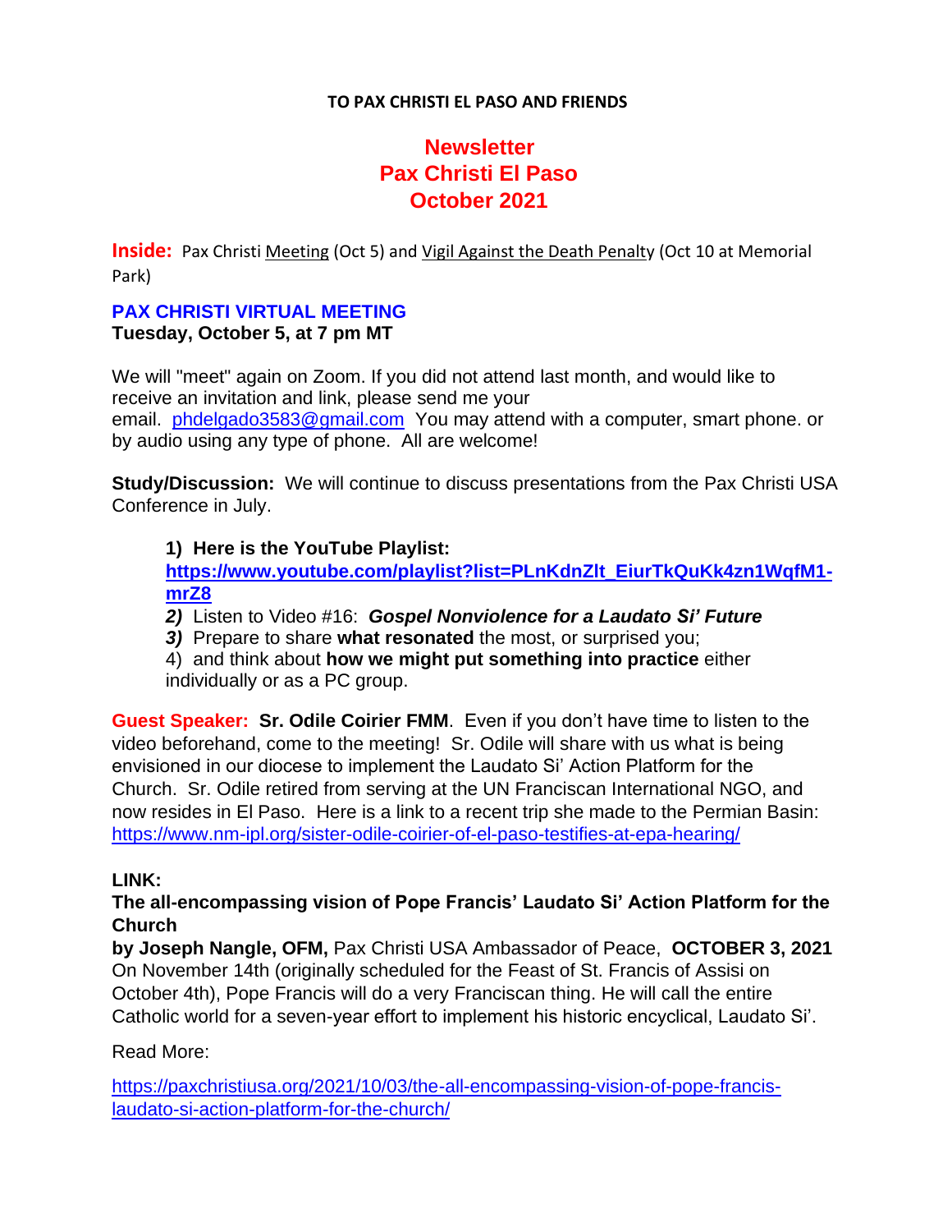**TO PAX CHRISTI EL PASO AND FRIENDS**

# Newsletter
# Pax Christi El Paso
# October 2021

**Inside:** Pax Christi Meeting (Oct 5) and Vigil Against the Death Penalty (Oct 10 at Memorial Park)

## PAX CHRISTI VIRTUAL MEETING
**Tuesday, October 5, at 7 pm MT**

We will "meet" again on Zoom. If you did not attend last month, and would like to receive an invitation and link, please send me your email. phdelgado3583@gmail.com You may attend with a computer, smart phone. or by audio using any type of phone. All are welcome!

**Study/Discussion:** We will continue to discuss presentations from the Pax Christi USA Conference in July.

1) **Here is the YouTube Playlist: https://www.youtube.com/playlist?list=PLnKdnZlt_EiurTkQuKk4zn1WqfM1-mrZ8**
2) Listen to Video #16: ***Gospel Nonviolence for a Laudato Si' Future***
3) Prepare to share **what resonated** the most, or surprised you;
4) and think about **how we might put something into practice** either individually or as a PC group.

**Guest Speaker: Sr. Odile Coirier FMM**. Even if you don't have time to listen to the video beforehand, come to the meeting! Sr. Odile will share with us what is being envisioned in our diocese to implement the Laudato Si' Action Platform for the Church. Sr. Odile retired from serving at the UN Franciscan International NGO, and now resides in El Paso. Here is a link to a recent trip she made to the Permian Basin: https://www.nm-ipl.org/sister-odile-coirier-of-el-paso-testifies-at-epa-hearing/

**LINK:**

**The all-encompassing vision of Pope Francis' Laudato Si' Action Platform for the Church**

**by Joseph Nangle, OFM,** Pax Christi USA Ambassador of Peace, **OCTOBER 3, 2021**
On November 14th (originally scheduled for the Feast of St. Francis of Assisi on October 4th), Pope Francis will do a very Franciscan thing. He will call the entire Catholic world for a seven-year effort to implement his historic encyclical, Laudato Si'.

Read More:

https://paxchristiusa.org/2021/10/03/the-all-encompassing-vision-of-pope-francis-laudato-si-action-platform-for-the-church/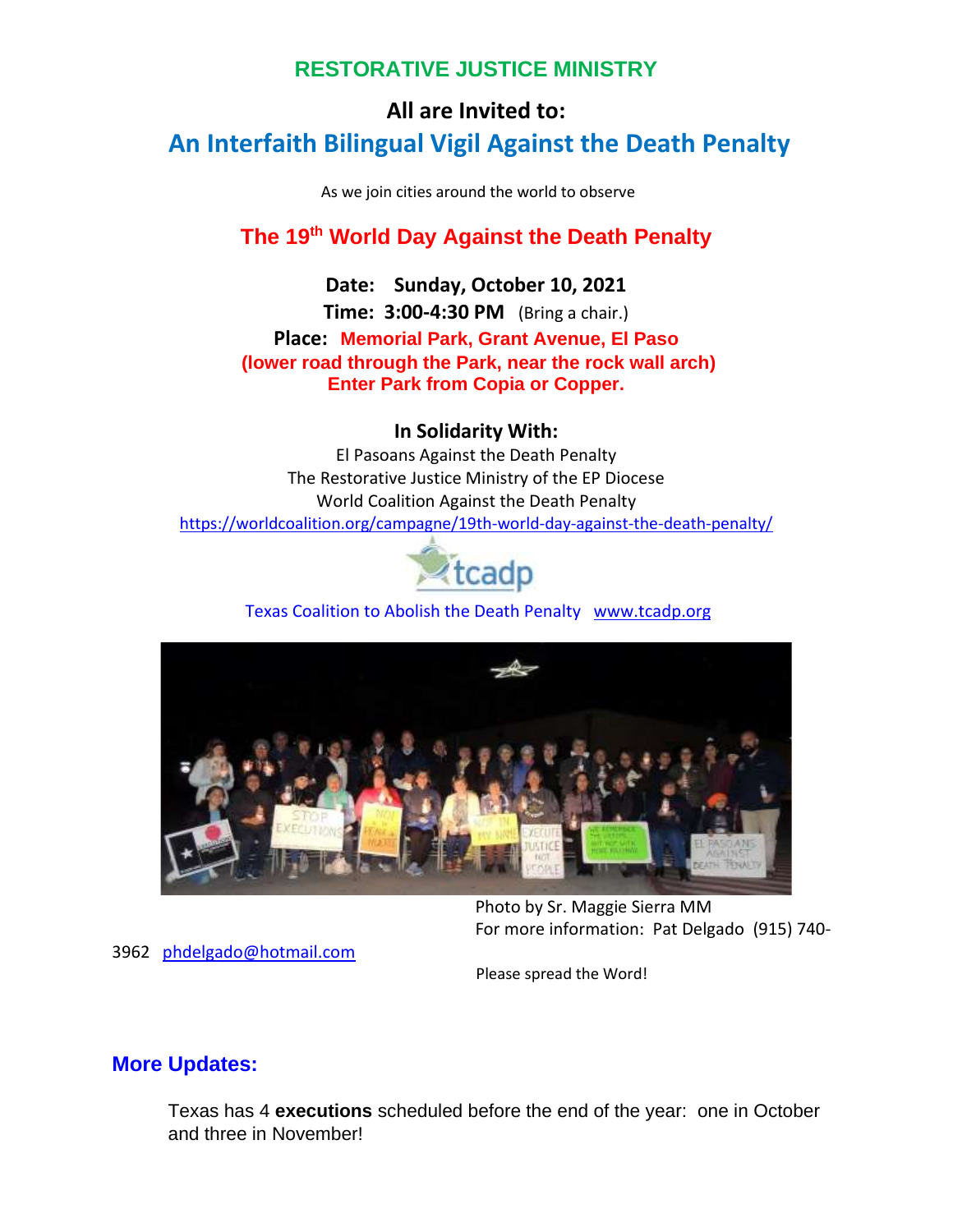## RESTORATIVE JUSTICE MINISTRY

**All are Invited to:**

## An Interfaith Bilingual Vigil Against the Death Penalty

As we join cities around the world to observe

### The 19th World Day Against the Death Penalty

**Date: Sunday, October 10, 2021**

**Time: 3:00-4:30 PM** (Bring a chair.)

**Place: Memorial Park, Grant Avenue, El Paso**
**(lower road through the Park, near the rock wall arch)**
**Enter Park from Copia or Copper.**

**In Solidarity With:**

El Pasoans Against the Death Penalty
The Restorative Justice Ministry of the EP Diocese
World Coalition Against the Death Penalty
https://worldcoalition.org/campagne/19th-world-day-against-the-death-penalty/

tcadp

Texas Coalition to Abolish the Death Penalty www.tcadp.org

Photo by Sr. Maggie Sierra MM

For more information: Pat Delgado (915) 740-3962 phdelgado@hotmail.com

Please spread the Word!

## More Updates:

Texas has 4 **executions** scheduled before the end of the year: one in October and three in November!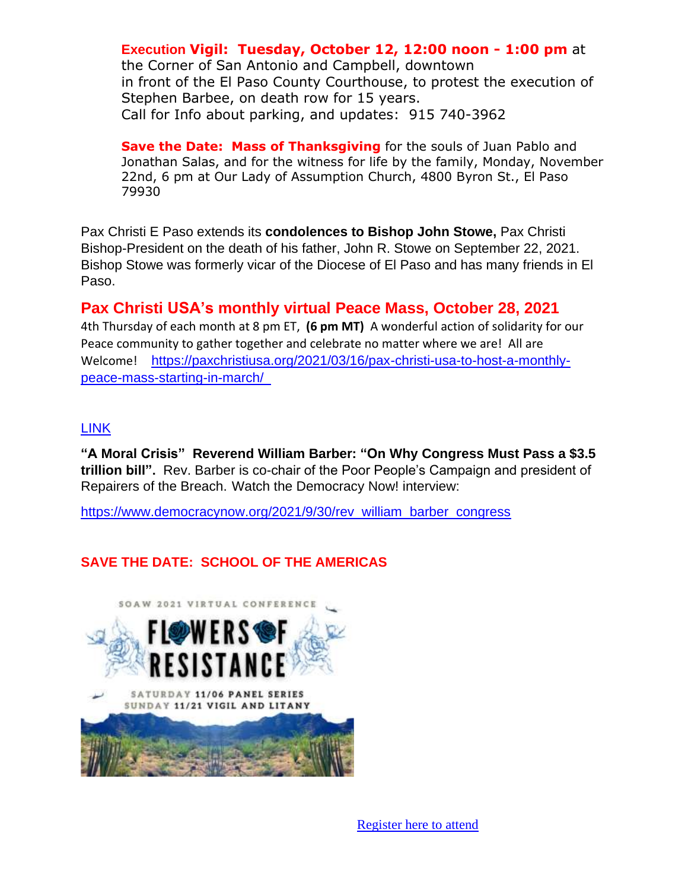**Execution Vigil: Tuesday, October 12, 12:00 noon - 1:00 pm** at the Corner of San Antonio and Campbell, downtown in front of the El Paso County Courthouse, to protest the execution of Stephen Barbee, on death row for 15 years.
Call for Info about parking, and updates: 915 740-3962

**Save the Date: Mass of Thanksgiving** for the souls of Juan Pablo and Jonathan Salas, and for the witness for life by the family, Monday, November 22nd, 6 pm at Our Lady of Assumption Church, 4800 Byron St., El Paso 79930

Pax Christi E Paso extends its **condolences to Bishop John Stowe,** Pax Christi Bishop-President on the death of his father, John R. Stowe on September 22, 2021. Bishop Stowe was formerly vicar of the Diocese of El Paso and has many friends in El Paso.

## Pax Christi USA's monthly virtual Peace Mass, October 28, 2021

4th Thursday of each month at 8 pm ET, **(6 pm MT)** A wonderful action of solidarity for our Peace community to gather together and celebrate no matter where we are! All are Welcome! https://paxchristiusa.org/2021/03/16/pax-christi-usa-to-host-a-monthly-peace-mass-starting-in-march/

LINK

**"A Moral Crisis" Reverend William Barber: "On Why Congress Must Pass a $3.5 trillion bill".** Rev. Barber is co-chair of the Poor People's Campaign and president of Repairers of the Breach. Watch the Democracy Now! interview:

https://www.democracynow.org/2021/9/30/rev_william_barber_congress

**SAVE THE DATE: SCHOOL OF THE AMERICAS**

SOAW 2021 VIRTUAL CONFERENCE
FLOWERS OF RESISTANCE
SATURDAY 11/06 PANEL SERIES
SUNDAY 11/21 VIGIL AND LITANY

Register here to attend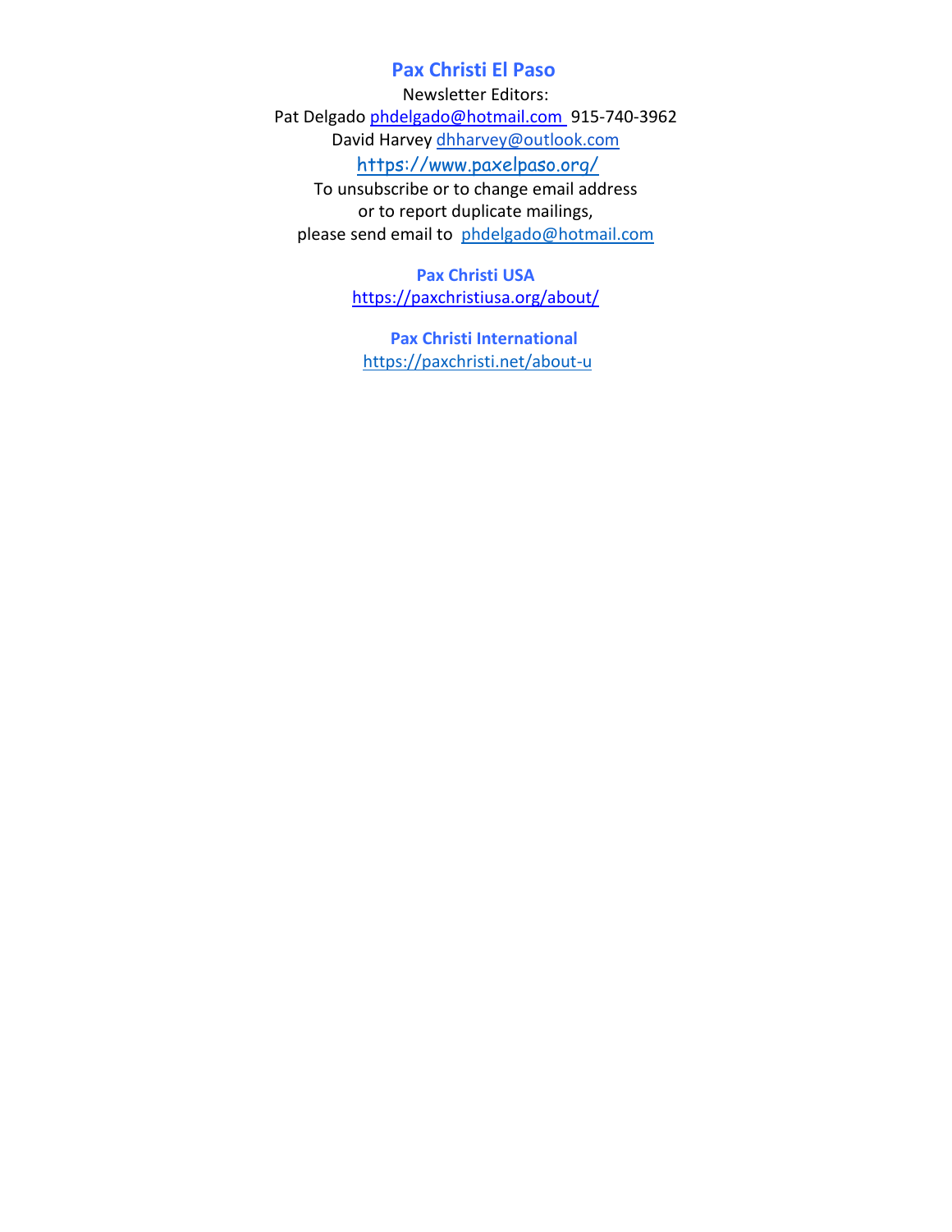**Pax Christi El Paso**

Newsletter Editors:

Pat Delgado phdelgado@hotmail.com 915-740-3962

David Harvey dhharvey@outlook.com

https://www.paxelpaso.org/

To unsubscribe or to change email address
or to report duplicate mailings,
please send email to phdelgado@hotmail.com

**Pax Christi USA**

https://paxchristiusa.org/about/

**Pax Christi International**

https://paxchristi.net/about-u